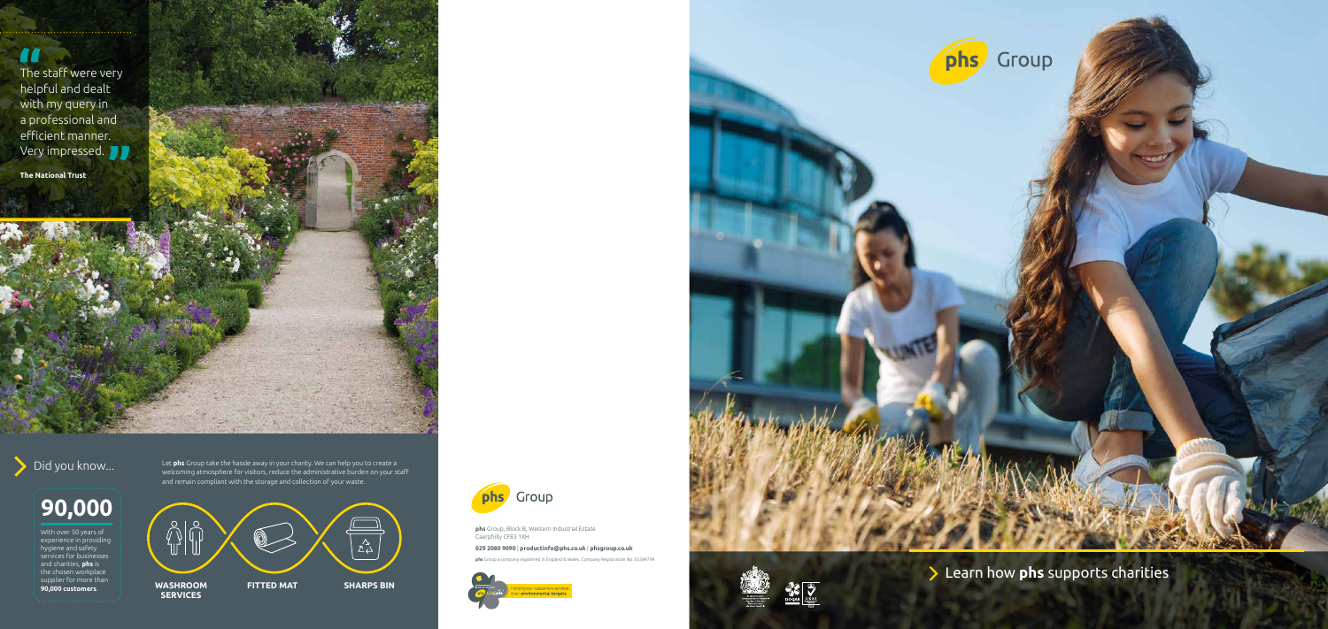> "The staff were very helpful and dealt with my query in a professional and efficient manner. Very impressed."

**The National Trust**

## Did you know...

# 90,000

With over 50 years of experience in providing hygiene and safety services for businesses and charities, **phs** is the chosen workplace supplier for more than **90,000 customers**.

Let **phs** Group take the hassle away in your charity. We can help you to create a welcoming atmosphere for visitors, reduce the administrative burden on your staff and remain compliant with the storage and collection of your waste.

**WASHROOM SERVICES**

**FITTED MAT**

**SHARPS BIN**

**phs** Group

**phs** Group, Block B, Western Industrial Estate
Caerphilly CF83 1XH

**029 2080 9090** | **productinfo@phs.co.uk** | **phsgroup.co.uk**

**phs** Group a company registered in England & Wales. Company Registration No. 05384799

Helping our customers achieve their **environmental targets**.

**phs** Group

## Learn how **phs** supports charities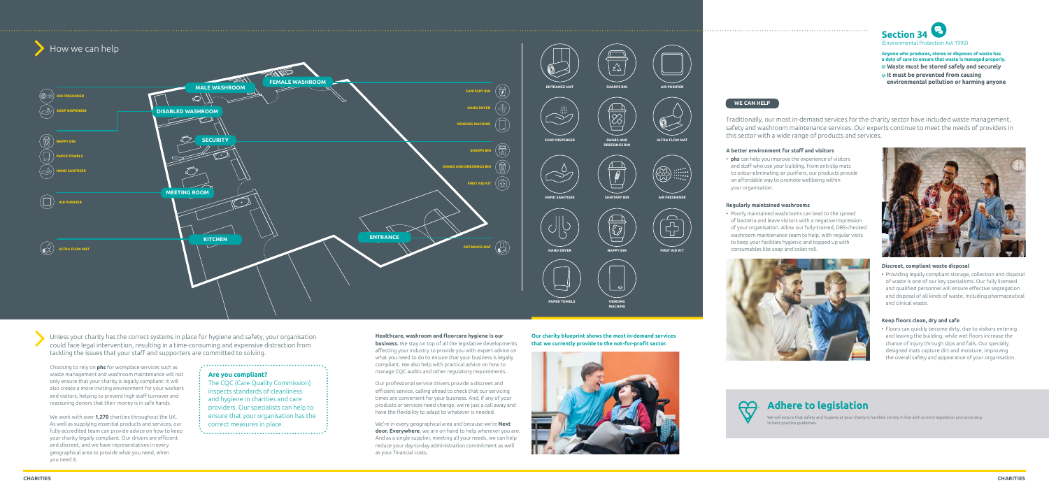## How we can help

MALE WASHROOM
FEMALE WASHROOM
DISABLED WASHROOM
SECURITY
MEETING ROOM
KITCHEN
ENTRANCE

AIR FRESHENER
SOAP DISPENSER
NAPPY BIN
PAPER TOWELS
HAND SANITISER
AIR PURIFIER
ULTRA FLOW MAT

SANITARY BIN
HAND DRYER
VENDING MACHINE
SHARPS BIN
SWABS AND DRESSINGS BIN
FIRST AID KIT
ENTRANCE MAT

ENTRANCE MAT
SHARPS BIN
AIR PURIFIER
SOAP DISPENSER
SWABS AND DRESSINGS BIN
ULTRA FLOW MAT
HAND SANITISER
SANITARY BIN
AIR FRESHENER
HAND DRYER
NAPPY BIN
FIRST AID KIT
PAPER TOWELS
VENDING MACHINE

Unless your charity has the correct systems in place for hygiene and safety, your organisation could face legal intervention, resulting in a time-consuming and expensive distraction from tackling the issues that your staff and supporters are committed to solving.

Choosing to rely on **phs** for workplace services such as waste management and washroom maintenance will not only ensure that your charity is legally compliant: it will also create a more inviting environment for your workers and visitors, helping to prevent high staff turnover and reassuring donors that their money is in safe hands.

We work with over **1,270** charities throughout the UK. As well as supplying essential products and services, our fully-accredited team can provide advice on how to keep your charity legally compliant. Our drivers are efficient and discreet, and we have representatives in every geographical area to provide what you need, when you need it.

**Are you compliant?**

The CQC (Care Quality Commission) inspects standards of cleanliness and hygiene in charities and care providers. Our specialists can help to ensure that your organisation has the correct measures in place.

**Healthcare, washroom and floorcare hygiene is our business.** We stay on top of all the legislative developments affecting your industry to provide you with expert advice on what you need to do to ensure that your business is legally compliant. We also help with practical advice on how to manage CQC audits and other regulatory requirements.

Our professional service drivers provide a discreet and efficient service, calling ahead to check that our servicing times are convenient for your business. And, if any of your products or services need change, we're just a call away and have the flexibility to adapt to whatever is needed.

We're in every geographical area and because we're **Next door. Everywhere**, we are on hand to help wherever you are. And as a single supplier, meeting all your needs, we can help reduce your day-to-day administration commitment as well as your financial costs.

**Our charity blueprint shows the most in-demand services that we currently provide to the not-for-profit sector.**

## Section 34

(Environmental Protection Act 1990)

**Anyone who produces, stores or disposes of waste has a duty of care to ensure that waste is managed properly.**

- **Waste must be stored safely and securely**
- **It must be prevented from causing environmental pollution or harming anyone**

**WE CAN HELP**

Traditionally, our most in-demand services for the charity sector have included waste management, safety and washroom maintenance services. Our experts continue to meet the needs of providers in this sector with a wide range of products and services.

#### A better environment for staff and visitors

- **phs** can help you improve the experience of visitors and staff who use your building. From anti-slip mats to odour-eliminating air purifiers, our products provide an affordable way to promote wellbeing within your organisation.

#### Regularly maintained washrooms

- Poorly maintained washrooms can lead to the spread of bacteria and leave visitors with a negative impression of your organisation. Allow our fully-trained, DBS-checked washroom maintenance team to help, with regular visits to keep your facilities hygienic and topped up with consumables like soap and toilet roll.

#### Discreet, compliant waste disposal

- Providing legally compliant storage, collection and disposal of waste is one of our key specialisms. Our fully licensed and qualified personnel will ensure effective segregation and disposal of all kinds of waste, including pharmaceutical and clinical waste.

#### Keep floors clean, dry and safe

- Floors can quickly become dirty, due to visitors entering and leaving the building, while wet floors increase the chance of injury through slips and falls. Our specially designed mats capture dirt and moisture, improving the overall safety and appearance of your organisation.

## Adhere to legislation

We will ensure that safety and hygiene at your charity is handled strictly in line with current legislation and according to best practice guidelines.